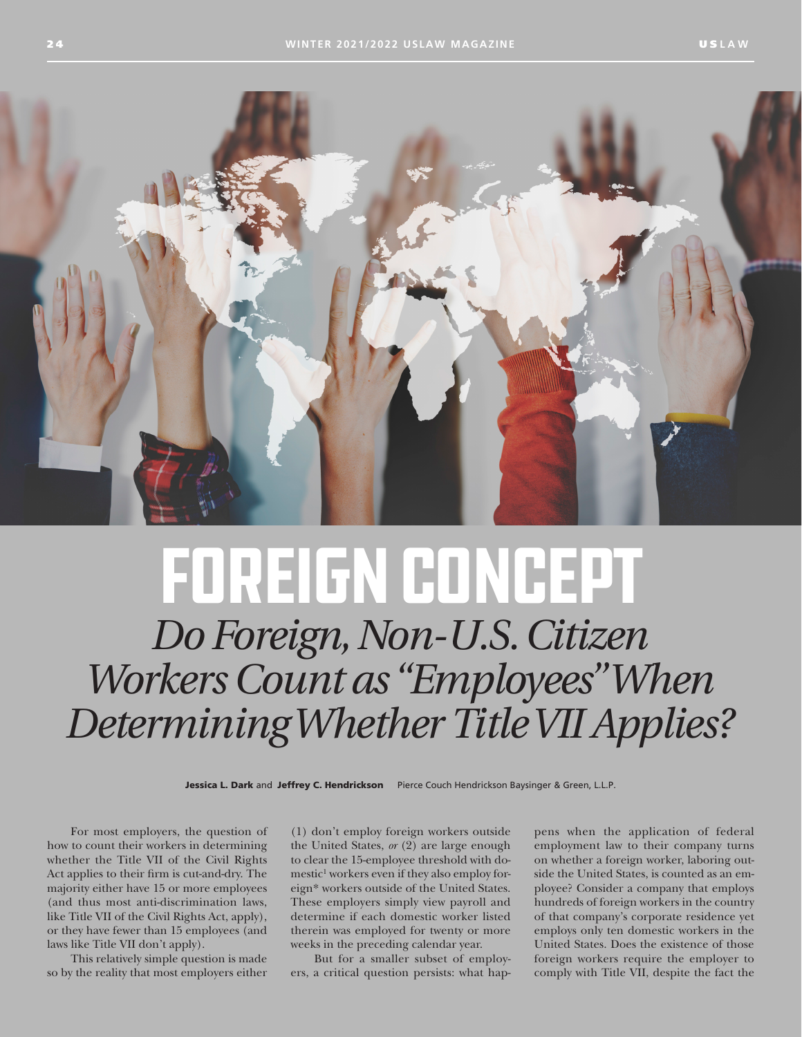# FOREIGN CONCEPT

## *Do Foreign, Non-U.S. Citizen Workers Count as "Employees" When Determining Whether Title VII Applies?*

**Jessica L. Dark** and **Jeffrey C. Hendrickson** Pierce Couch Hendrickson Baysinger & Green, L.L.P.

For most employers, the question of how to count their workers in determining whether the Title VII of the Civil Rights Act applies to their firm is cut-and-dry. The majority either have 15 or more employees (and thus most anti-discrimination laws, like Title VII of the Civil Rights Act, apply), or they have fewer than 15 employees (and laws like Title VII don't apply).

This relatively simple question is made so by the reality that most employers either (1) don't employ foreign workers outside the United States, *or* (2) are large enough to clear the 15-employee threshold with domestic[1] workers even if they also employ foreign* workers outside of the United States. These employers simply view payroll and determine if each domestic worker listed therein was employed for twenty or more weeks in the preceding calendar year.

But for a smaller subset of employers, a critical question persists: what happens when the application of federal employment law to their company turns on whether a foreign worker, laboring outside the United States, is counted as an employee? Consider a company that employs hundreds of foreign workers in the country of that company's corporate residence yet employs only ten domestic workers in the United States. Does the existence of those foreign workers require the employer to comply with Title VII, despite the fact the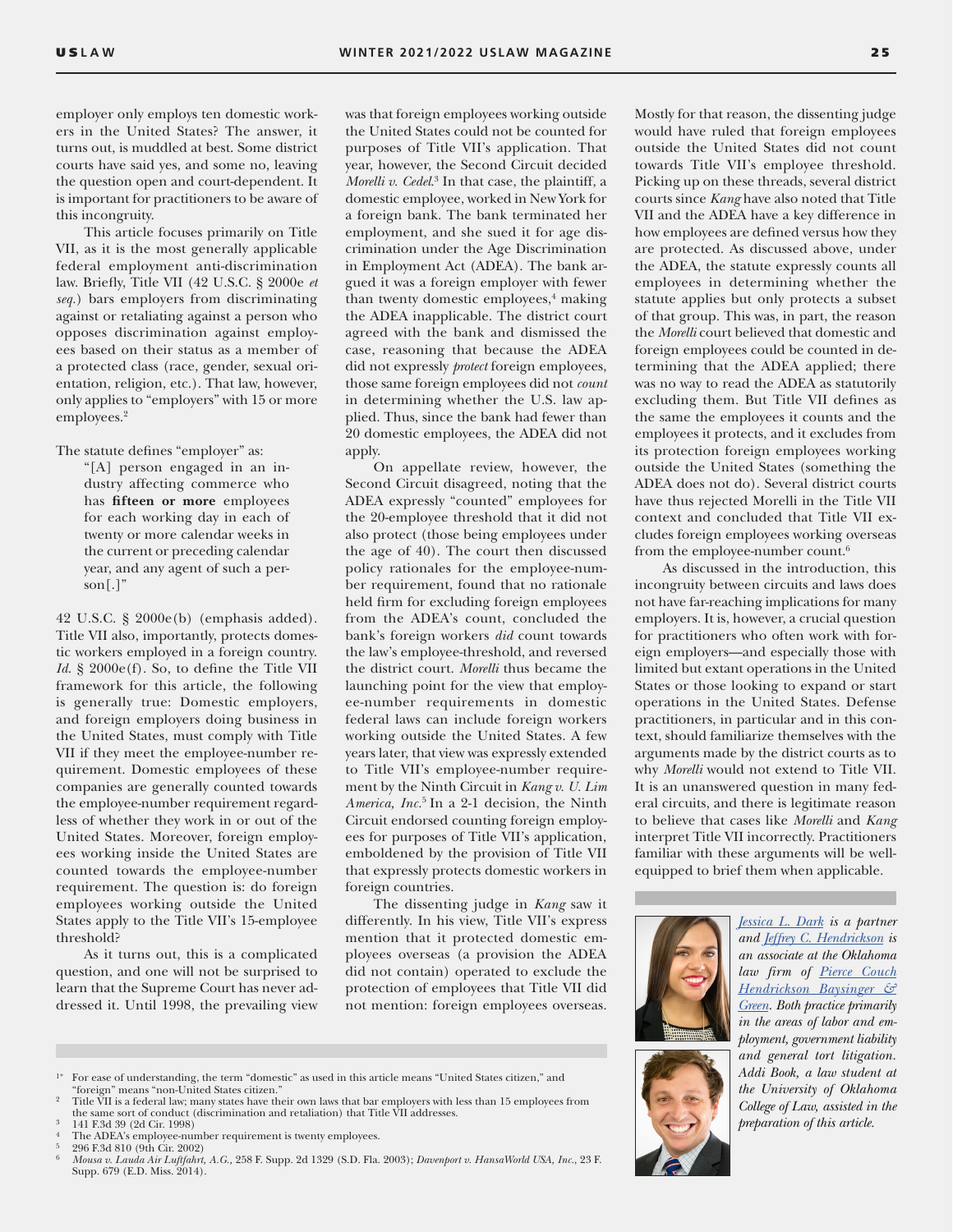employer only employs ten domestic workers in the United States? The answer, it turns out, is muddled at best. Some district courts have said yes, and some no, leaving the question open and court-dependent. It is important for practitioners to be aware of this incongruity.

This article focuses primarily on Title VII, as it is the most generally applicable federal employment anti-discrimination law. Briefly, Title VII (42 U.S.C. § 2000e *et seq.*) bars employers from discriminating against or retaliating against a person who opposes discrimination against employees based on their status as a member of a protected class (race, gender, sexual orientation, religion, etc.). That law, however, only applies to "employers" with 15 or more employees.[2]

The statute defines "employer" as:

> "[A] person engaged in an industry affecting commerce who has **fifteen or more** employees for each working day in each of twenty or more calendar weeks in the current or preceding calendar year, and any agent of such a person[.]"

42 U.S.C. § 2000e(b) (emphasis added). Title VII also, importantly, protects domestic workers employed in a foreign country. *Id.* § 2000e(f). So, to define the Title VII framework for this article, the following is generally true: Domestic employers, and foreign employers doing business in the United States, must comply with Title VII if they meet the employee-number requirement. Domestic employees of these companies are generally counted towards the employee-number requirement regardless of whether they work in or out of the United States. Moreover, foreign employees working inside the United States are counted towards the employee-number requirement. The question is: do foreign employees working outside the United States apply to the Title VII's 15-employee threshold?

As it turns out, this is a complicated question, and one will not be surprised to learn that the Supreme Court has never addressed it. Until 1998, the prevailing view was that foreign employees working outside the United States could not be counted for purposes of Title VII's application. That year, however, the Second Circuit decided *Morelli v. Cedel.*[3] In that case, the plaintiff, a domestic employee, worked in New York for a foreign bank. The bank terminated her employment, and she sued it for age discrimination under the Age Discrimination in Employment Act (ADEA). The bank argued it was a foreign employer with fewer than twenty domestic employees,[4] making the ADEA inapplicable. The district court agreed with the bank and dismissed the case, reasoning that because the ADEA did not expressly *protect* foreign employees, those same foreign employees did not *count* in determining whether the U.S. law applied. Thus, since the bank had fewer than 20 domestic employees, the ADEA did not apply.

On appellate review, however, the Second Circuit disagreed, noting that the ADEA expressly "counted" employees for the 20-employee threshold that it did not also protect (those being employees under the age of 40). The court then discussed policy rationales for the employee-number requirement, found that no rationale held firm for excluding foreign employees from the ADEA's count, concluded the bank's foreign workers *did* count towards the law's employee-threshold, and reversed the district court. *Morelli* thus became the launching point for the view that employee-number requirements in domestic federal laws can include foreign workers working outside the United States. A few years later, that view was expressly extended to Title VII's employee-number requirement by the Ninth Circuit in *Kang v. U. Lim America, Inc.*[5] In a 2-1 decision, the Ninth Circuit endorsed counting foreign employees for purposes of Title VII's application, emboldened by the provision of Title VII that expressly protects domestic workers in foreign countries.

The dissenting judge in *Kang* saw it differently. In his view, Title VII's express mention that it protected domestic employees overseas (a provision the ADEA did not contain) operated to exclude the protection of employees that Title VII did not mention: foreign employees overseas. Mostly for that reason, the dissenting judge would have ruled that foreign employees outside the United States did not count towards Title VII's employee threshold. Picking up on these threads, several district courts since *Kang* have also noted that Title VII and the ADEA have a key difference in how employees are defined versus how they are protected. As discussed above, under the ADEA, the statute expressly counts all employees in determining whether the statute applies but only protects a subset of that group. This was, in part, the reason the *Morelli* court believed that domestic and foreign employees could be counted in determining that the ADEA applied; there was no way to read the ADEA as statutorily excluding them. But Title VII defines as the same the employees it counts and the employees it protects, and it excludes from its protection foreign employees working outside the United States (something the ADEA does not do). Several district courts have thus rejected Morelli in the Title VII context and concluded that Title VII excludes foreign employees working overseas from the employee-number count.[6]

As discussed in the introduction, this incongruity between circuits and laws does not have far-reaching implications for many employers. It is, however, a crucial question for practitioners who often work with foreign employers—and especially those with limited but extant operations in the United States or those looking to expand or start operations in the United States. Defense practitioners, in particular and in this context, should familiarize themselves with the arguments made by the district courts as to why *Morelli* would not extend to Title VII. It is an unanswered question in many federal circuits, and there is legitimate reason to believe that cases like *Morelli* and *Kang* interpret Title VII incorrectly. Practitioners familiar with these arguments will be well-equipped to brief them when applicable.

*Jessica L. Dark is a partner and Jeffrey C. Hendrickson is an associate at the Oklahoma law firm of Pierce Couch Hendrickson Baysinger & Green. Both practice primarily in the areas of labor and employment, government liability and general tort litigation. Addi Book, a law student at the University of Oklahoma College of Law, assisted in the preparation of this article.*

---

[1]* For ease of understanding, the term "domestic" as used in this article means "United States citizen," and "foreign" means "non-United States citizen."

[2] Title VII is a federal law; many states have their own laws that bar employers with less than 15 employees from the same sort of conduct (discrimination and retaliation) that Title VII addresses.

[3] 141 F.3d 39 (2d Cir. 1998)

[4] The ADEA's employee-number requirement is twenty employees.

[5] 296 F.3d 810 (9th Cir. 2002)

[6] *Mousa v. Lauda Air Luftfahrt, A.G.*, 258 F. Supp. 2d 1329 (S.D. Fla. 2003); *Davenport v. HansaWorld USA, Inc.*, 23 F. Supp. 679 (E.D. Miss. 2014).